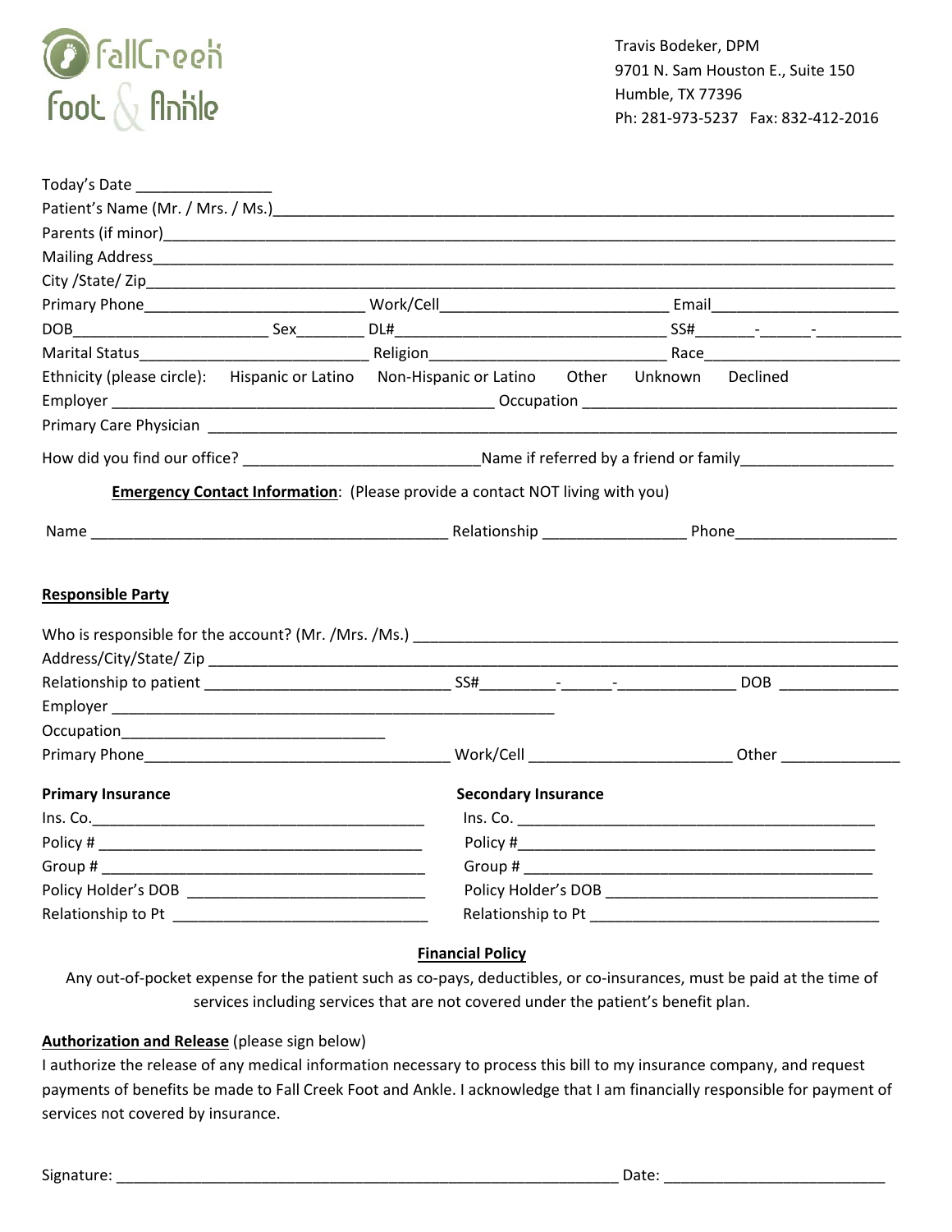FallCreek Foot & Ankle

Travis Bodeker, DPM
9701 N. Sam Houston E., Suite 150
Humble, TX 77396
Ph: 281-973-5237 Fax: 832-412-2016

Today's Date ________________

Patient's Name (Mr. / Mrs. / Ms.)________________________________________________________________

Parents (if minor)________________________________________________________________

Mailing Address________________________________________________________________

City /State/ Zip________________________________________________________________

Primary Phone__________________________ Work/Cell__________________________ Email______________________

DOB_______________________ Sex________ DL#________________________________ SS#_______-______-_________

Marital Status__________________________ Religion__________________________ Race_______________________

Ethnicity (please circle): Hispanic or Latino Non-Hispanic or Latino Other Unknown Declined

Employer ____________________________________________ Occupation ____________________________________

Primary Care Physician ________________________________________________________________

How did you find our office? ___________________________Name if referred by a friend or family__________________

**Emergency Contact Information**: (Please provide a contact NOT living with you)

Name __________________________________________ Relationship ________________ Phone___________________

**Responsible Party**

Who is responsible for the account? (Mr. /Mrs. /Ms.) ________________________________________________________

Address/City/State/ Zip ________________________________________________________________

Relationship to patient ____________________________ SS#_________-______-______________ DOB ______________

Employer ____________________________________________________

Occupation_______________________________

Primary Phone____________________________________ Work/Cell _______________________ Other ______________

**Primary Insurance**

Ins. Co.________________________________________

Policy # _______________________________________

Group # _______________________________________

Policy Holder's DOB ____________________________

Relationship to Pt ______________________________

**Secondary Insurance**

Ins. Co. ___________________________________________

Policy #___________________________________________

Group # ___________________________________________

Policy Holder's DOB ________________________________

Relationship to Pt __________________________________

**Financial Policy**

Any out-of-pocket expense for the patient such as co-pays, deductibles, or co-insurances, must be paid at the time of services including services that are not covered under the patient's benefit plan.

**Authorization and Release** (please sign below)

I authorize the release of any medical information necessary to process this bill to my insurance company, and request payments of benefits be made to Fall Creek Foot and Ankle. I acknowledge that I am financially responsible for payment of services not covered by insurance.

Signature: ____________________________________________________________ Date: __________________________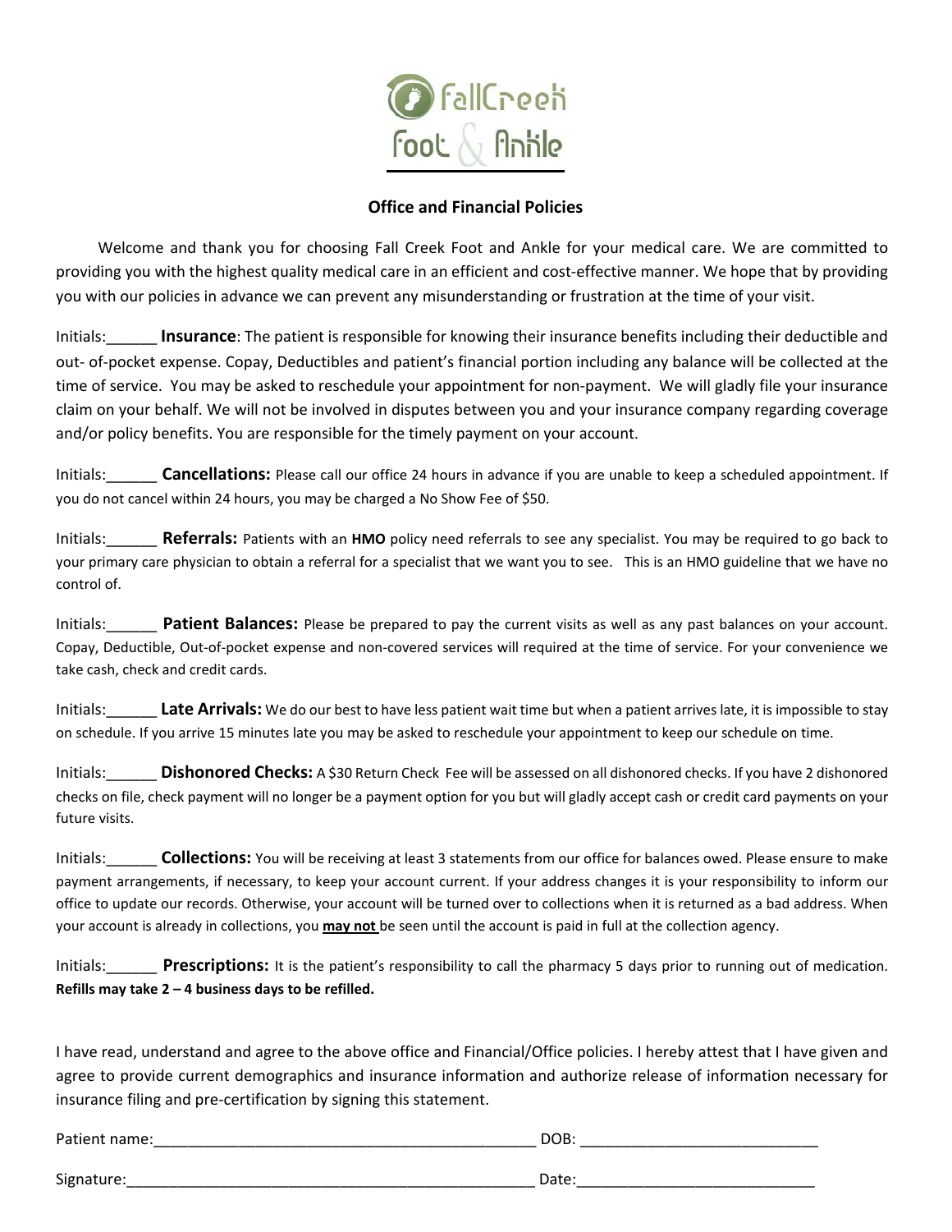FallCreek Foot & Ankle

## Office and Financial Policies

Welcome and thank you for choosing Fall Creek Foot and Ankle for your medical care. We are committed to providing you with the highest quality medical care in an efficient and cost-effective manner. We hope that by providing you with our policies in advance we can prevent any misunderstanding or frustration at the time of your visit.

Initials:______ **Insurance**: The patient is responsible for knowing their insurance benefits including their deductible and out- of-pocket expense. Copay, Deductibles and patient's financial portion including any balance will be collected at the time of service. You may be asked to reschedule your appointment for non-payment. We will gladly file your insurance claim on your behalf. We will not be involved in disputes between you and your insurance company regarding coverage and/or policy benefits. You are responsible for the timely payment on your account.

Initials:______ **Cancellations:** Please call our office 24 hours in advance if you are unable to keep a scheduled appointment. If you do not cancel within 24 hours, you may be charged a No Show Fee of $50.

Initials:______ **Referrals:** Patients with an **HMO** policy need referrals to see any specialist. You may be required to go back to your primary care physician to obtain a referral for a specialist that we want you to see. This is an HMO guideline that we have no control of.

Initials:______ **Patient Balances:** Please be prepared to pay the current visits as well as any past balances on your account. Copay, Deductible, Out-of-pocket expense and non-covered services will required at the time of service. For your convenience we take cash, check and credit cards.

Initials:______ **Late Arrivals:** We do our best to have less patient wait time but when a patient arrives late, it is impossible to stay on schedule. If you arrive 15 minutes late you may be asked to reschedule your appointment to keep our schedule on time.

Initials:______ **Dishonored Checks:** A $30 Return Check Fee will be assessed on all dishonored checks. If you have 2 dishonored checks on file, check payment will no longer be a payment option for you but will gladly accept cash or credit card payments on your future visits.

Initials:______ **Collections:** You will be receiving at least 3 statements from our office for balances owed. Please ensure to make payment arrangements, if necessary, to keep your account current. If your address changes it is your responsibility to inform our office to update our records. Otherwise, your account will be turned over to collections when it is returned as a bad address. When your account is already in collections, you **may not** be seen until the account is paid in full at the collection agency.

Initials:______ **Prescriptions:** It is the patient's responsibility to call the pharmacy 5 days prior to running out of medication. **Refills may take 2 – 4 business days to be refilled.**

I have read, understand and agree to the above office and Financial/Office policies. I hereby attest that I have given and agree to provide current demographics and insurance information and authorize release of information necessary for insurance filing and pre-certification by signing this statement.

Patient name:_____________________________________________ DOB: ___________________________

Signature:_________________________________________________ Date:___________________________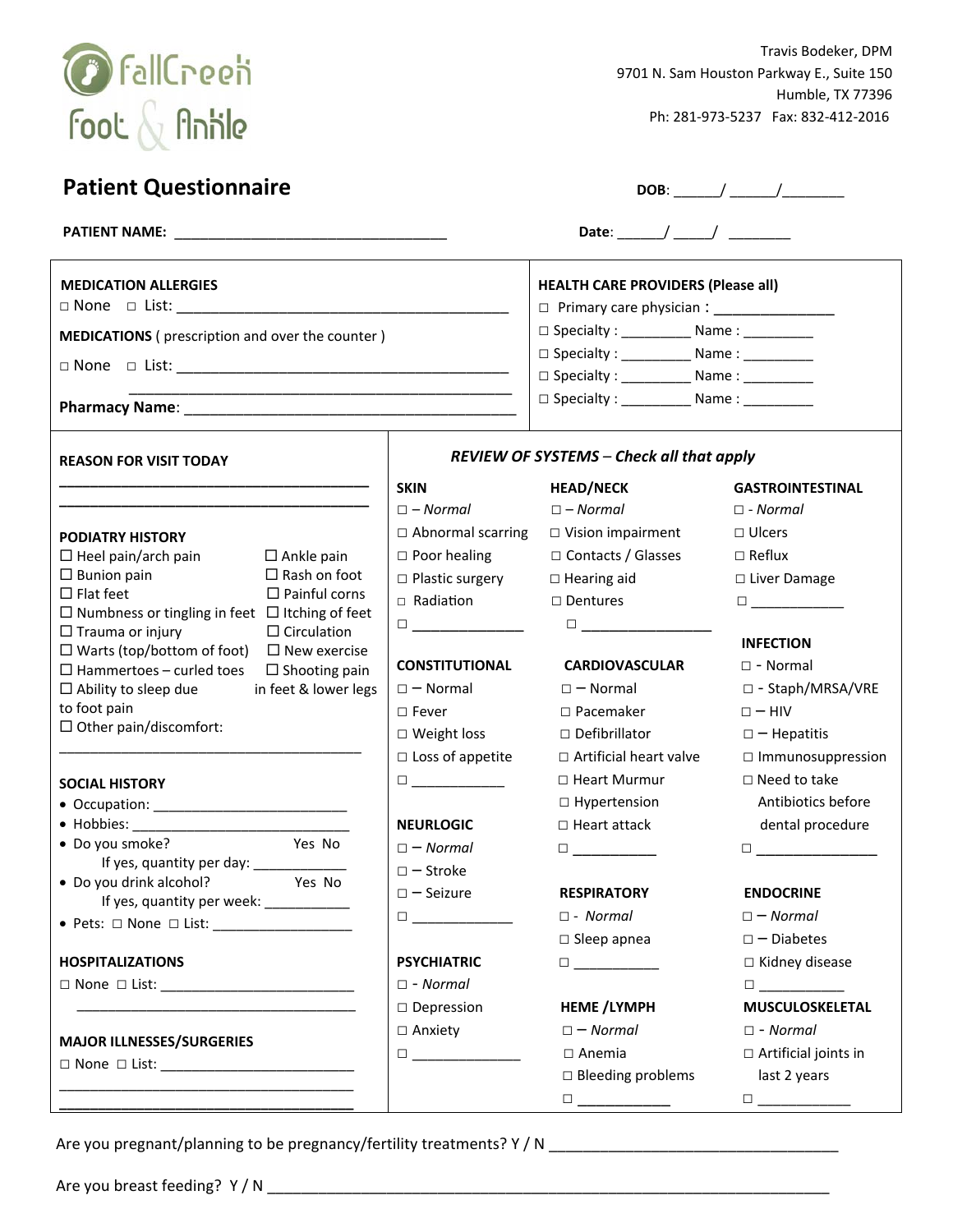FallCreek Foot & Ankle

Travis Bodeker, DPM
9701 N. Sam Houston Parkway E., Suite 150
Humble, TX 77396
Ph: 281-973-5237 Fax: 832-412-2016

# Patient Questionnaire

**DOB**: ______/ ______/________

**PATIENT NAME:** ___________________________________ **Date**: ______/ _____/ ________

**MEDICATION ALLERGIES**
☐ None ☐ List: ___________________________________________

**MEDICATIONS** ( prescription and over the counter )
☐ None ☐ List: ___________________________________________
___________________________________________

**Pharmacy Name**: ___________________________________________

**HEALTH CARE PROVIDERS (Please all)**
☐ Primary care physician : _______________
☐ Specialty : _________ Name : _________
☐ Specialty : _________ Name : _________
☐ Specialty : _________ Name : _________
☐ Specialty : _________ Name : _________

**REASON FOR VISIT TODAY**
_________________________________________
_________________________________________

**PODIATRY HISTORY**
- ☐ Heel pain/arch pain
- ☐ Bunion pain
- ☐ Flat feet
- ☐ Numbness or tingling in feet
- ☐ Trauma or injury
- ☐ Warts (top/bottom of foot)
- ☐ Hammertoes – curled toes
- ☐ Ability to sleep due to foot pain
- ☐ Other pain/discomfort:
- ☐ Ankle pain
- ☐ Rash on foot
- ☐ Painful corns
- ☐ Itching of feet
- ☐ Circulation
- ☐ New exercise
- ☐ Shooting pain in feet & lower legs

_________________________________________

**SOCIAL HISTORY**
- Occupation: ________________________
- Hobbies: ___________________________
- Do you smoke? Yes No
  If yes, quantity per day: ____________
- Do you drink alcohol? Yes No
  If yes, quantity per week: ___________
- Pets: ☐ None ☐ List: __________________

**HOSPITALIZATIONS**
☐ None ☐ List: __________________________
_________________________________________

**MAJOR ILLNESSES/SURGERIES**
☐ None ☐ List: __________________________
_________________________________________
_________________________________________

***REVIEW OF SYSTEMS – Check all that apply***

**SKIN**
- ☐ – *Normal*
- ☐ Abnormal scarring
- ☐ Poor healing
- ☐ Plastic surgery
- ☐ Radiation
- ☐ ______________

**CONSTITUTIONAL**
- ☐ – Normal
- ☐ Fever
- ☐ Weight loss
- ☐ Loss of appetite
- ☐ ____________

**NEURLOGIC**
- ☐ – *Normal*
- ☐ – Stroke
- ☐ – Seizure
- ☐ _____________

**PSYCHIATRIC**
- ☐ - *Normal*
- ☐ Depression
- ☐ Anxiety
- ☐ _____________

**HEAD/NECK**
- ☐ – *Normal*
- ☐ Vision impairment
- ☐ Contacts / Glasses
- ☐ Hearing aid
- ☐ Dentures
- ☐ _________________

**CARDIOVASCULAR**
- ☐ – Normal
- ☐ Pacemaker
- ☐ Defibrillator
- ☐ Artificial heart valve
- ☐ Heart Murmur
- ☐ Hypertension
- ☐ Heart attack
- ☐ ___________

**RESPIRATORY**
- ☐ - *Normal*
- ☐ Sleep apnea
- ☐ ___________

**HEME /LYMPH**
- ☐ – *Normal*
- ☐ Anemia
- ☐ Bleeding problems
- ☐ ____________

**GASTROINTESTINAL**
- ☐ - *Normal*
- ☐ Ulcers
- ☐ Reflux
- ☐ Liver Damage
- ☐ ____________

**INFECTION**
- ☐ - Normal
- ☐ - Staph/MRSA/VRE
- ☐ – HIV
- ☐ – Hepatitis
- ☐ Immunosuppression
- ☐ Need to take Antibiotics before dental procedure
- ☐ ________________

**ENDOCRINE**
- ☐ – *Normal*
- ☐ – Diabetes
- ☐ Kidney disease
- ☐ ___________

**MUSCULOSKELETAL**
- ☐ - *Normal*
- ☐ Artificial joints in last 2 years
- ☐ ____________

Are you pregnant/planning to be pregnancy/fertility treatments? Y / N ___________________________________

Are you breast feeding? Y / N ______________________________________________________________________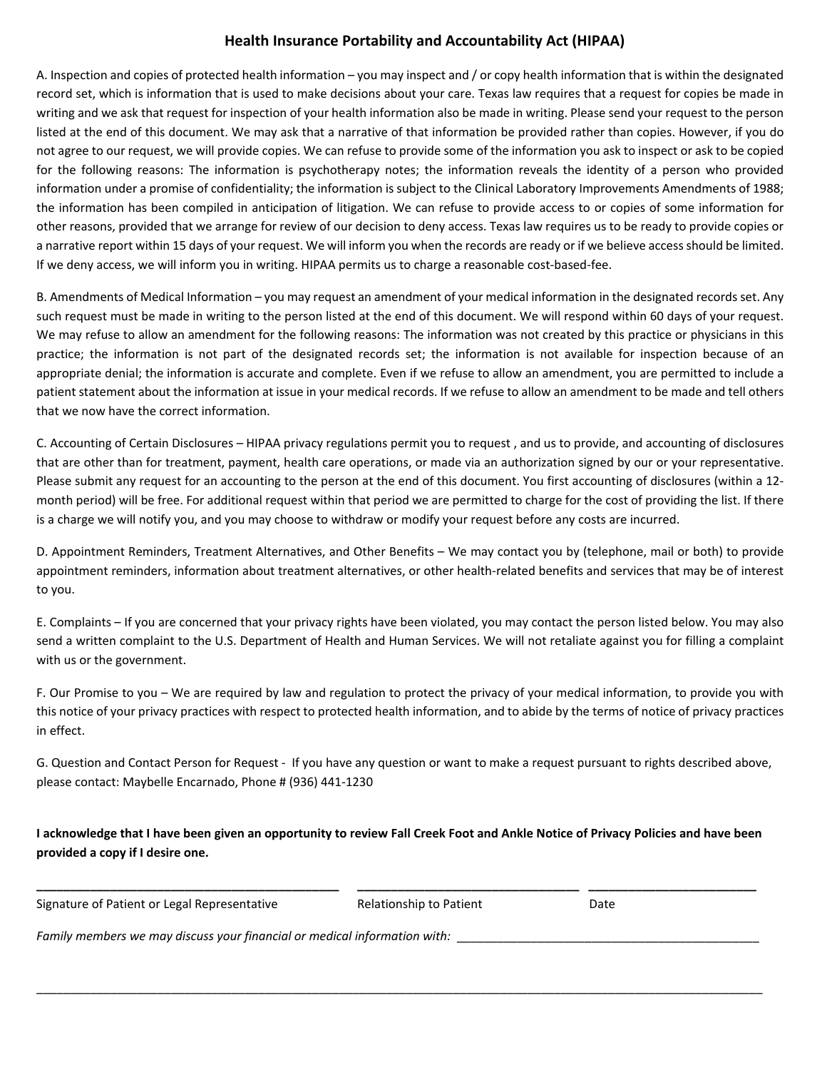# Health Insurance Portability and Accountability Act (HIPAA)

A. Inspection and copies of protected health information – you may inspect and / or copy health information that is within the designated record set, which is information that is used to make decisions about your care. Texas law requires that a request for copies be made in writing and we ask that request for inspection of your health information also be made in writing. Please send your request to the person listed at the end of this document. We may ask that a narrative of that information be provided rather than copies. However, if you do not agree to our request, we will provide copies. We can refuse to provide some of the information you ask to inspect or ask to be copied for the following reasons: The information is psychotherapy notes; the information reveals the identity of a person who provided information under a promise of confidentiality; the information is subject to the Clinical Laboratory Improvements Amendments of 1988; the information has been compiled in anticipation of litigation. We can refuse to provide access to or copies of some information for other reasons, provided that we arrange for review of our decision to deny access. Texas law requires us to be ready to provide copies or a narrative report within 15 days of your request. We will inform you when the records are ready or if we believe access should be limited. If we deny access, we will inform you in writing. HIPAA permits us to charge a reasonable cost-based-fee.

B. Amendments of Medical Information – you may request an amendment of your medical information in the designated records set. Any such request must be made in writing to the person listed at the end of this document. We will respond within 60 days of your request. We may refuse to allow an amendment for the following reasons: The information was not created by this practice or physicians in this practice; the information is not part of the designated records set; the information is not available for inspection because of an appropriate denial; the information is accurate and complete. Even if we refuse to allow an amendment, you are permitted to include a patient statement about the information at issue in your medical records. If we refuse to allow an amendment to be made and tell others that we now have the correct information.

C. Accounting of Certain Disclosures – HIPAA privacy regulations permit you to request , and us to provide, and accounting of disclosures that are other than for treatment, payment, health care operations, or made via an authorization signed by our or your representative. Please submit any request for an accounting to the person at the end of this document. You first accounting of disclosures (within a 12-month period) will be free. For additional request within that period we are permitted to charge for the cost of providing the list. If there is a charge we will notify you, and you may choose to withdraw or modify your request before any costs are incurred.

D. Appointment Reminders, Treatment Alternatives, and Other Benefits – We may contact you by (telephone, mail or both) to provide appointment reminders, information about treatment alternatives, or other health-related benefits and services that may be of interest to you.

E. Complaints – If you are concerned that your privacy rights have been violated, you may contact the person listed below. You may also send a written complaint to the U.S. Department of Health and Human Services. We will not retaliate against you for filling a complaint with us or the government.

F. Our Promise to you – We are required by law and regulation to protect the privacy of your medical information, to provide you with this notice of your privacy practices with respect to protected health information, and to abide by the terms of notice of privacy practices in effect.

G. Question and Contact Person for Request - If you have any question or want to make a request pursuant to rights described above, please contact: Maybelle Encarnado, Phone # (936) 441-1230

**I acknowledge that I have been given an opportunity to review Fall Creek Foot and Ankle Notice of Privacy Policies and have been provided a copy if I desire one.**

______________________________ ______________________________ ______________________________

Signature of Patient or Legal Representative          Relationship to Patient          Date

*Family members we may discuss your financial or medical information with:* ______________________________

______________________________________________________________________________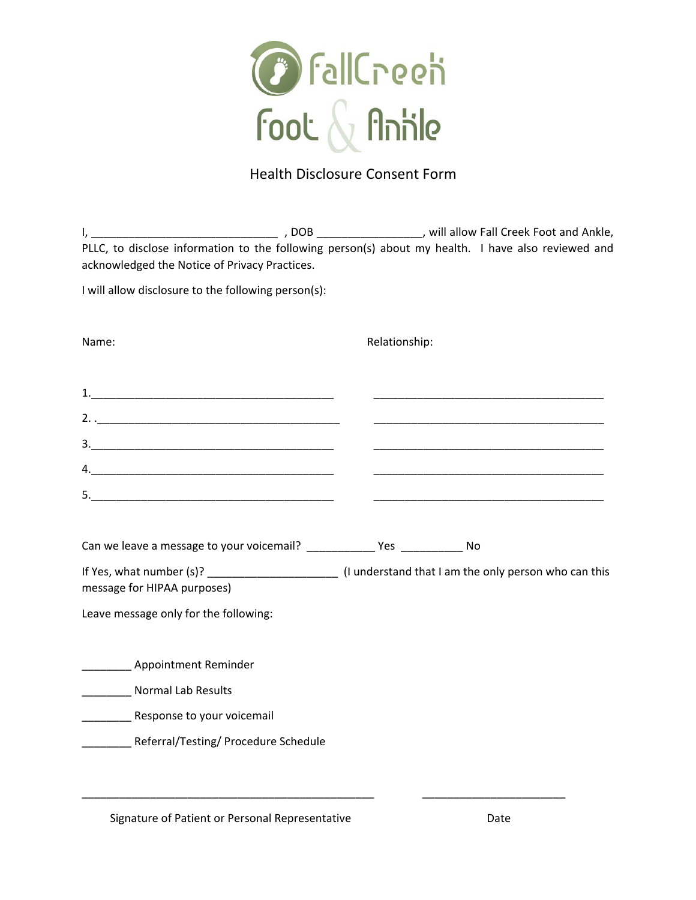FallCreek Foot & Ankle

## Health Disclosure Consent Form

I, ______________________________ , DOB _________________, will allow Fall Creek Foot and Ankle, PLLC, to disclose information to the following person(s) about my health. I have also reviewed and acknowledged the Notice of Privacy Practices.

I will allow disclosure to the following person(s):

| Name: | Relationship: |
| --- | --- |
| 1.________________________________________ | ________________________________________ |
| 2. .________________________________________ | ________________________________________ |
| 3.________________________________________ | ________________________________________ |
| 4.________________________________________ | ________________________________________ |
| 5.________________________________________ | ________________________________________ |

Can we leave a message to your voicemail? ___________ Yes __________ No

If Yes, what number (s)? _____________________ (I understand that I am the only person who can this message for HIPAA purposes)

Leave message only for the following:

________ Appointment Reminder

________ Normal Lab Results

________ Response to your voicemail

________ Referral/Testing/ Procedure Schedule

_________________________________________________ ________________________

Signature of Patient or Personal Representative Date